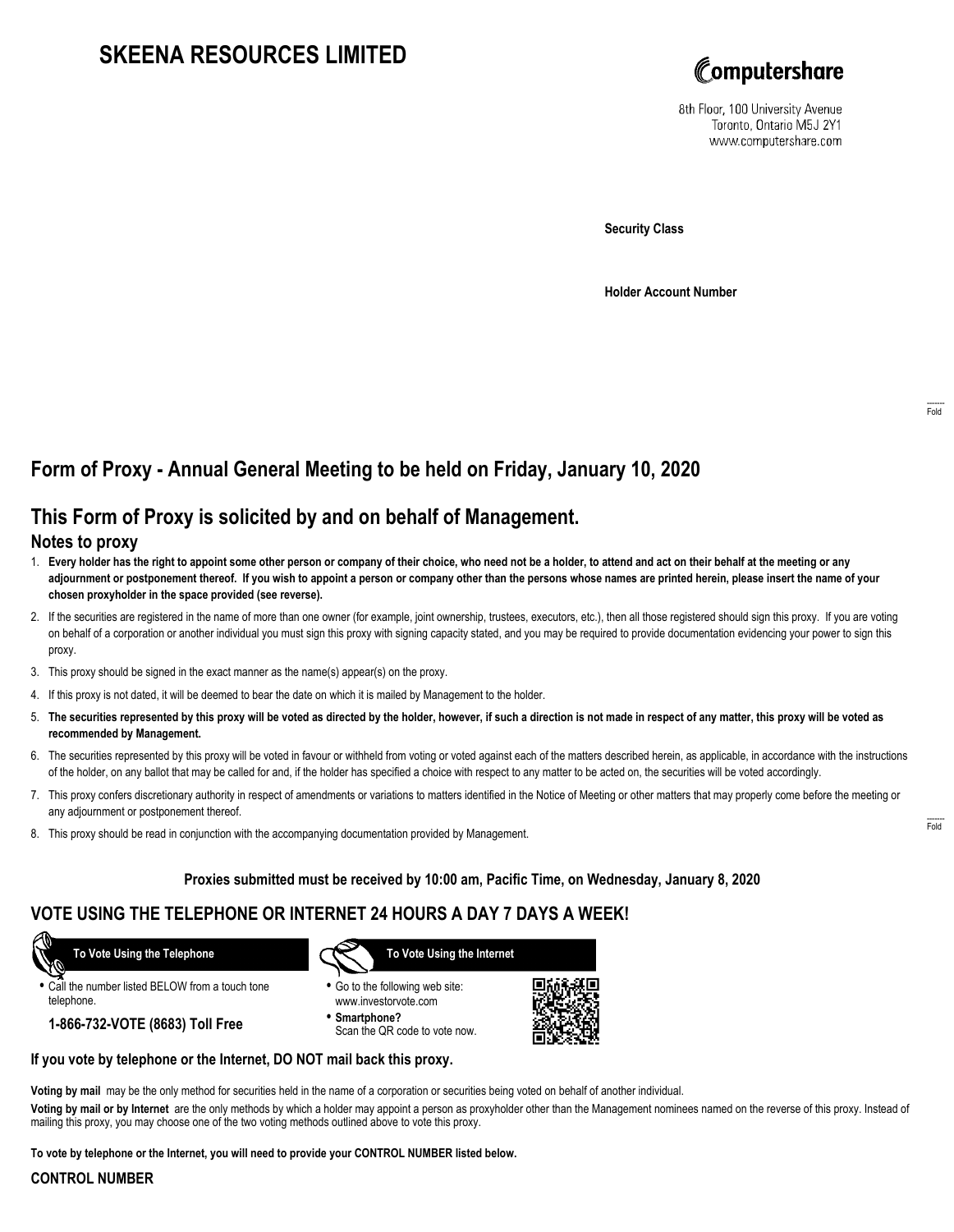# SKEENA RESOURCES LIMITED

Computershare

8th Floor, 100 University Avenue
Toronto, Ontario M5J 2Y1
www.computershare.com

**Security Class**

**Holder Account Number**

Fold

## Form of Proxy - Annual General Meeting to be held on Friday, January 10, 2020

## This Form of Proxy is solicited by and on behalf of Management.

### Notes to proxy

1. **Every holder has the right to appoint some other person or company of their choice, who need not be a holder, to attend and act on their behalf at the meeting or any adjournment or postponement thereof. If you wish to appoint a person or company other than the persons whose names are printed herein, please insert the name of your chosen proxyholder in the space provided (see reverse).**
2. If the securities are registered in the name of more than one owner (for example, joint ownership, trustees, executors, etc.), then all those registered should sign this proxy. If you are voting on behalf of a corporation or another individual you must sign this proxy with signing capacity stated, and you may be required to provide documentation evidencing your power to sign this proxy.
3. This proxy should be signed in the exact manner as the name(s) appear(s) on the proxy.
4. If this proxy is not dated, it will be deemed to bear the date on which it is mailed by Management to the holder.
5. **The securities represented by this proxy will be voted as directed by the holder, however, if such a direction is not made in respect of any matter, this proxy will be voted as recommended by Management.**
6. The securities represented by this proxy will be voted in favour or withheld from voting or voted against each of the matters described herein, as applicable, in accordance with the instructions of the holder, on any ballot that may be called for and, if the holder has specified a choice with respect to any matter to be acted on, the securities will be voted accordingly.
7. This proxy confers discretionary authority in respect of amendments or variations to matters identified in the Notice of Meeting or other matters that may properly come before the meeting or any adjournment or postponement thereof.
8. This proxy should be read in conjunction with the accompanying documentation provided by Management.

Fold

**Proxies submitted must be received by 10:00 am, Pacific Time, on Wednesday, January 8, 2020**

## VOTE USING THE TELEPHONE OR INTERNET 24 HOURS A DAY 7 DAYS A WEEK!

**To Vote Using the Telephone**

- Call the number listed BELOW from a touch tone telephone.

**1-866-732-VOTE (8683) Toll Free**

**To Vote Using the Internet**

- Go to the following web site: www.investorvote.com
- **Smartphone?** Scan the QR code to vote now.

**If you vote by telephone or the Internet, DO NOT mail back this proxy.**

**Voting by mail** may be the only method for securities held in the name of a corporation or securities being voted on behalf of another individual.

**Voting by mail or by Internet** are the only methods by which a holder may appoint a person as proxyholder other than the Management nominees named on the reverse of this proxy. Instead of mailing this proxy, you may choose one of the two voting methods outlined above to vote this proxy.

**To vote by telephone or the Internet, you will need to provide your CONTROL NUMBER listed below.**

**CONTROL NUMBER**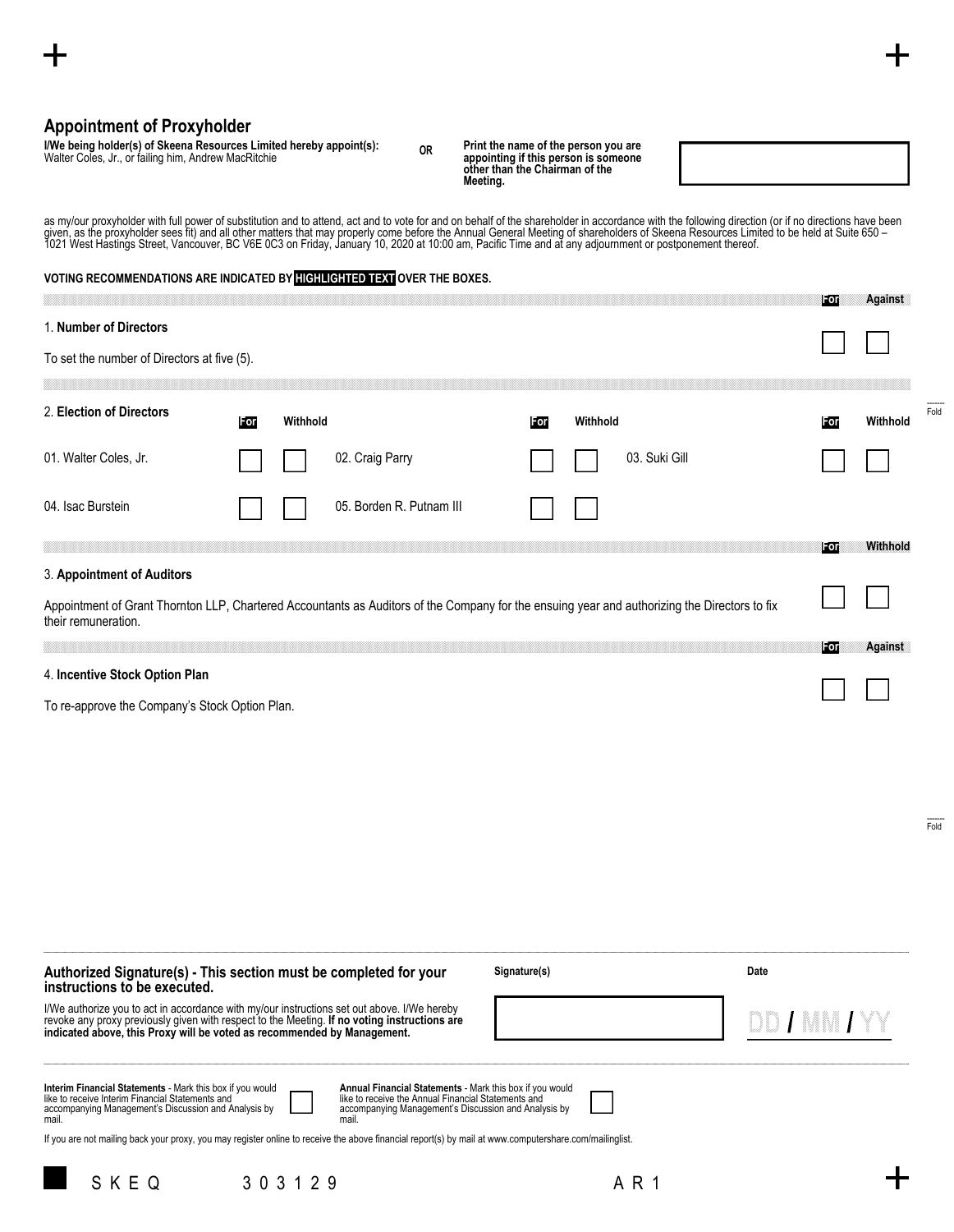## Appointment of Proxyholder

**I/We being holder(s) of Skeena Resources Limited hereby appoint(s):**
Walter Coles, Jr., or failing him, Andrew MacRitchie

**OR**

**Print the name of the person you are appointing if this person is someone other than the Chairman of the Meeting.**

as my/our proxyholder with full power of substitution and to attend, act and to vote for and on behalf of the shareholder in accordance with the following direction (or if no directions have been given, as the proxyholder sees fit) and all other matters that may properly come before the Annual General Meeting of shareholders of Skeena Resources Limited to be held at Suite 650 – 1021 West Hastings Street, Vancouver, BC V6E 0C3 on Friday, January 10, 2020 at 10:00 am, Pacific Time and at any adjournment or postponement thereof.

**VOTING RECOMMENDATIONS ARE INDICATED BY HIGHLIGHTED TEXT OVER THE BOXES.**

| | For | Against |
|---|---|---|
| 1. **Number of Directors**<br>To set the number of Directors at five (5). | ☐ | ☐ |

2. **Election of Directors**

| | For | Withhold | | For | Withhold | | For | Withhold |
|---|---|---|---|---|---|---|---|---|
| 01. Walter Coles, Jr. | ☐ | ☐ | 02. Craig Parry | ☐ | ☐ | 03. Suki Gill | ☐ | ☐ |
| 04. Isac Burstein | ☐ | ☐ | 05. Borden R. Putnam III | ☐ | ☐ | | | |

| | For | Withhold |
|---|---|---|
| 3. **Appointment of Auditors**<br>Appointment of Grant Thornton LLP, Chartered Accountants as Auditors of the Company for the ensuing year and authorizing the Directors to fix their remuneration. | ☐ | ☐ |

| | For | Against |
|---|---|---|
| 4. **Incentive Stock Option Plan**<br>To re-approve the Company's Stock Option Plan. | ☐ | ☐ |

**Authorized Signature(s) - This section must be completed for your instructions to be executed.**

I/We authorize you to act in accordance with my/our instructions set out above. I/We hereby revoke any proxy previously given with respect to the Meeting. **If no voting instructions are indicated above, this Proxy will be voted as recommended by Management.**

Signature(s)

Date

DD / MM / YY

**Interim Financial Statements** - Mark this box if you would like to receive Interim Financial Statements and accompanying Management's Discussion and Analysis by mail. ☐

**Annual Financial Statements** - Mark this box if you would like to receive the Annual Financial Statements and accompanying Management's Discussion and Analysis by mail. ☐

If you are not mailing back your proxy, you may register online to receive the above financial report(s) by mail at www.computershare.com/mailinglist.

S K E Q 3 0 3 1 2 9 A R 1